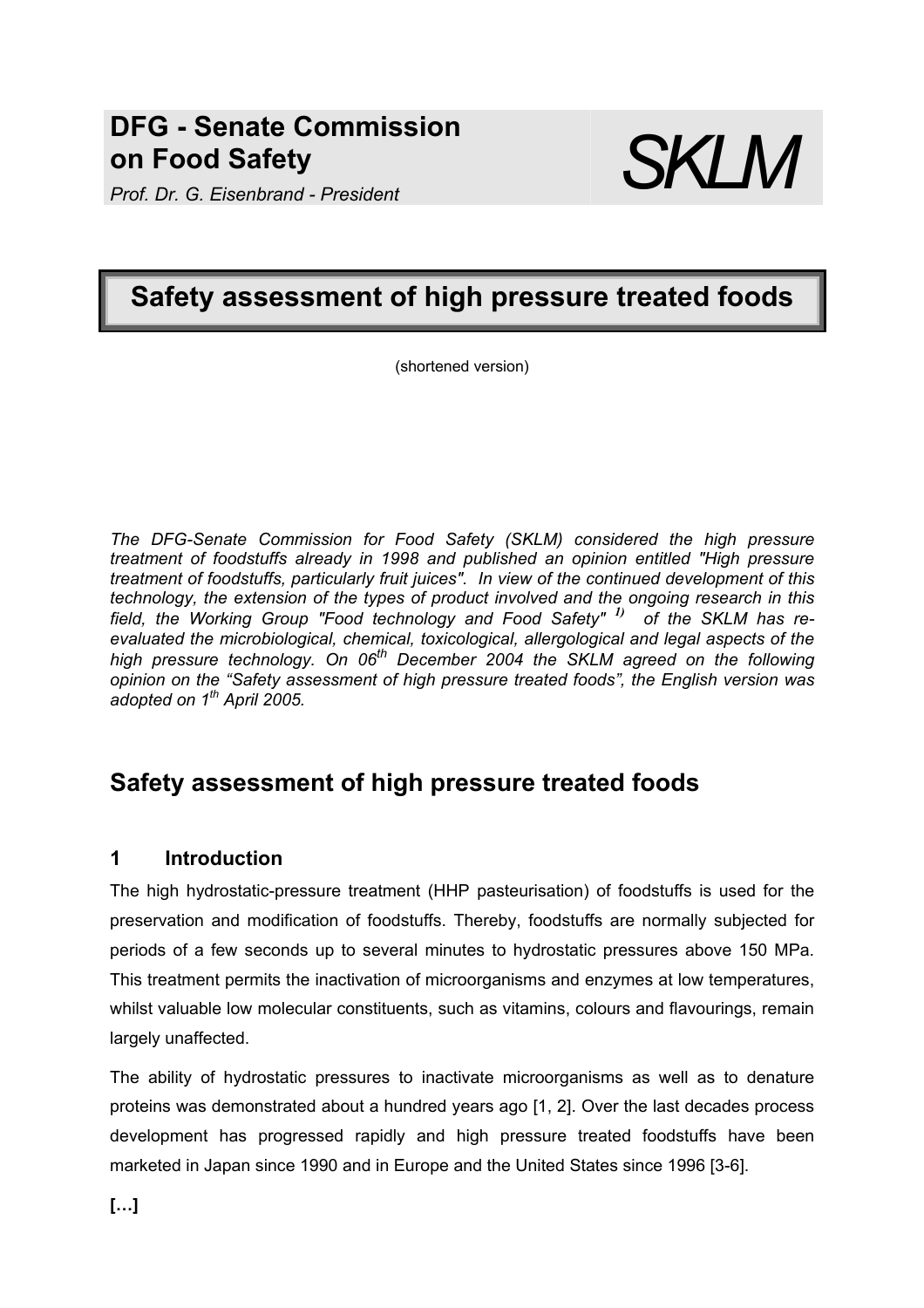**DFG - Senate Commission on Food Safety**

*Prof. Dr. G. Eisenbrand - President*

*SKLM*

# Safety assessment of high pressure treated foods

(shortened version)

*The DFG-Senate Commission for Food Safety (SKLM) considered the high pressure treatment of foodstuffs already in 1998 and published an opinion entitled "High pressure treatment of foodstuffs, particularly fruit juices". In view of the continued development of this technology, the extension of the types of product involved and the ongoing research in this field, the Working Group "Food technology and Food Safety" [1)] of the SKLM has re-evaluated the microbiological, chemical, toxicological, allergological and legal aspects of the high pressure technology. On 06th December 2004 the SKLM agreed on the following opinion on the "Safety assessment of high pressure treated foods", the English version was adopted on 1th April 2005.*

## Safety assessment of high pressure treated foods

### 1 Introduction

The high hydrostatic-pressure treatment (HHP pasteurisation) of foodstuffs is used for the preservation and modification of foodstuffs. Thereby, foodstuffs are normally subjected for periods of a few seconds up to several minutes to hydrostatic pressures above 150 MPa. This treatment permits the inactivation of microorganisms and enzymes at low temperatures, whilst valuable low molecular constituents, such as vitamins, colours and flavourings, remain largely unaffected.

The ability of hydrostatic pressures to inactivate microorganisms as well as to denature proteins was demonstrated about a hundred years ago [1, 2]. Over the last decades process development has progressed rapidly and high pressure treated foodstuffs have been marketed in Japan since 1990 and in Europe and the United States since 1996 [3-6].

**[…]**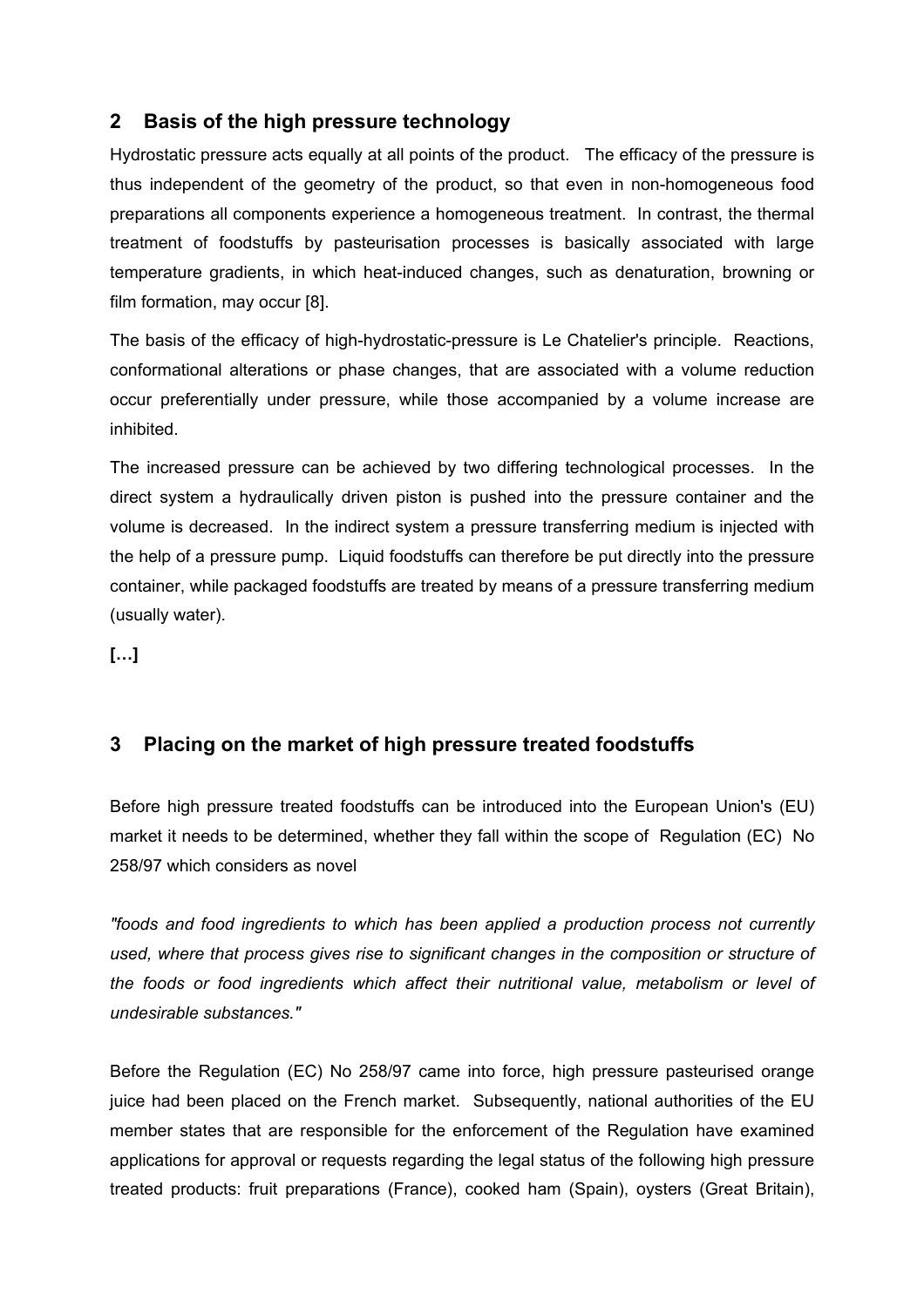## 2 Basis of the high pressure technology

Hydrostatic pressure acts equally at all points of the product. The efficacy of the pressure is thus independent of the geometry of the product, so that even in non-homogeneous food preparations all components experience a homogeneous treatment. In contrast, the thermal treatment of foodstuffs by pasteurisation processes is basically associated with large temperature gradients, in which heat-induced changes, such as denaturation, browning or film formation, may occur [8].

The basis of the efficacy of high-hydrostatic-pressure is Le Chatelier's principle. Reactions, conformational alterations or phase changes, that are associated with a volume reduction occur preferentially under pressure, while those accompanied by a volume increase are inhibited.

The increased pressure can be achieved by two differing technological processes. In the direct system a hydraulically driven piston is pushed into the pressure container and the volume is decreased. In the indirect system a pressure transferring medium is injected with the help of a pressure pump. Liquid foodstuffs can therefore be put directly into the pressure container, while packaged foodstuffs are treated by means of a pressure transferring medium (usually water).

**[…]**

## 3 Placing on the market of high pressure treated foodstuffs

Before high pressure treated foodstuffs can be introduced into the European Union's (EU) market it needs to be determined, whether they fall within the scope of Regulation (EC) No 258/97 which considers as novel

*"foods and food ingredients to which has been applied a production process not currently used, where that process gives rise to significant changes in the composition or structure of the foods or food ingredients which affect their nutritional value, metabolism or level of undesirable substances."*

Before the Regulation (EC) No 258/97 came into force, high pressure pasteurised orange juice had been placed on the French market. Subsequently, national authorities of the EU member states that are responsible for the enforcement of the Regulation have examined applications for approval or requests regarding the legal status of the following high pressure treated products: fruit preparations (France), cooked ham (Spain), oysters (Great Britain),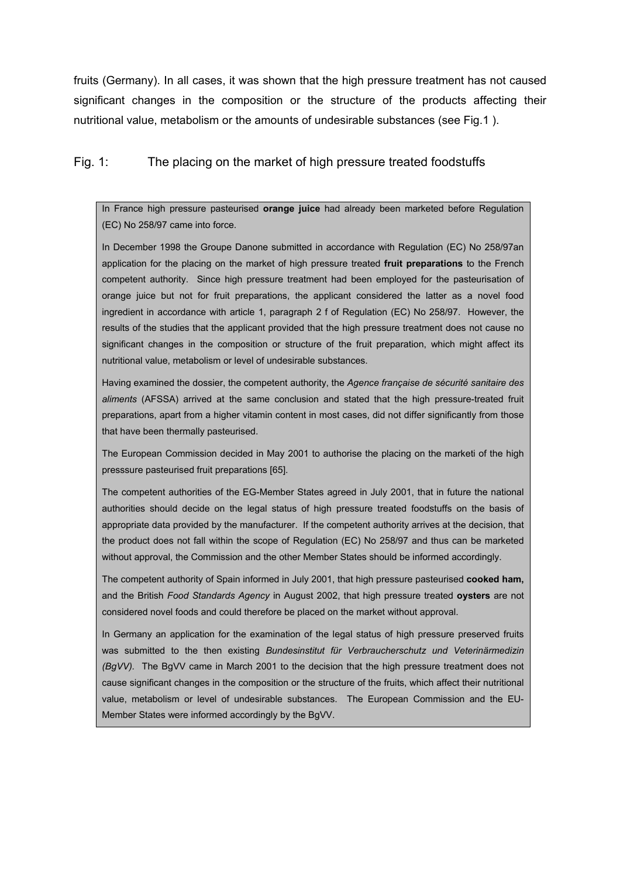fruits (Germany). In all cases, it was shown that the high pressure treatment has not caused significant changes in the composition or the structure of the products affecting their nutritional value, metabolism or the amounts of undesirable substances (see Fig.1 ).

Fig. 1: The placing on the market of high pressure treated foodstuffs

In France high pressure pasteurised **orange juice** had already been marketed before Regulation (EC) No 258/97 came into force.

In December 1998 the Groupe Danone submitted in accordance with Regulation (EC) No 258/97an application for the placing on the market of high pressure treated **fruit preparations** to the French competent authority. Since high pressure treatment had been employed for the pasteurisation of orange juice but not for fruit preparations, the applicant considered the latter as a novel food ingredient in accordance with article 1, paragraph 2 f of Regulation (EC) No 258/97. However, the results of the studies that the applicant provided that the high pressure treatment does not cause no significant changes in the composition or structure of the fruit preparation, which might affect its nutritional value, metabolism or level of undesirable substances.

Having examined the dossier, the competent authority, the *Agence française de sécurité sanitaire des aliments* (AFSSA) arrived at the same conclusion and stated that the high pressure-treated fruit preparations, apart from a higher vitamin content in most cases, did not differ significantly from those that have been thermally pasteurised.

The European Commission decided in May 2001 to authorise the placing on the marketi of the high presssure pasteurised fruit preparations [65].

The competent authorities of the EG-Member States agreed in July 2001, that in future the national authorities should decide on the legal status of high pressure treated foodstuffs on the basis of appropriate data provided by the manufacturer. If the competent authority arrives at the decision, that the product does not fall within the scope of Regulation (EC) No 258/97 and thus can be marketed without approval, the Commission and the other Member States should be informed accordingly.

The competent authority of Spain informed in July 2001, that high pressure pasteurised **cooked ham,** and the British *Food Standards Agency* in August 2002, that high pressure treated **oysters** are not considered novel foods and could therefore be placed on the market without approval.

In Germany an application for the examination of the legal status of high pressure preserved fruits was submitted to the then existing *Bundesinstitut für Verbraucherschutz und Veterinärmedizin (BgVV).* The BgVV came in March 2001 to the decision that the high pressure treatment does not cause significant changes in the composition or the structure of the fruits, which affect their nutritional value, metabolism or level of undesirable substances. The European Commission and the EU-Member States were informed accordingly by the BgVV.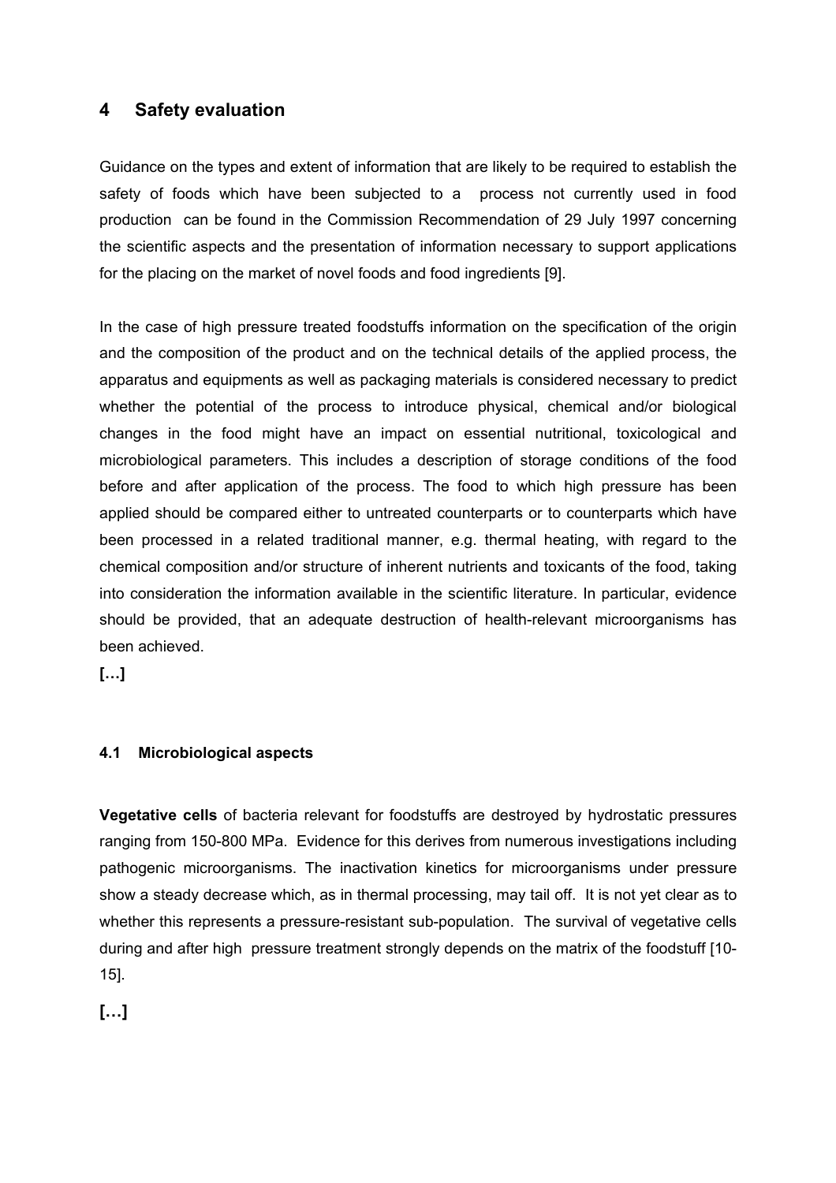## 4 Safety evaluation

Guidance on the types and extent of information that are likely to be required to establish the safety of foods which have been subjected to a process not currently used in food production can be found in the Commission Recommendation of 29 July 1997 concerning the scientific aspects and the presentation of information necessary to support applications for the placing on the market of novel foods and food ingredients [9].

In the case of high pressure treated foodstuffs information on the specification of the origin and the composition of the product and on the technical details of the applied process, the apparatus and equipments as well as packaging materials is considered necessary to predict whether the potential of the process to introduce physical, chemical and/or biological changes in the food might have an impact on essential nutritional, toxicological and microbiological parameters. This includes a description of storage conditions of the food before and after application of the process. The food to which high pressure has been applied should be compared either to untreated counterparts or to counterparts which have been processed in a related traditional manner, e.g. thermal heating, with regard to the chemical composition and/or structure of inherent nutrients and toxicants of the food, taking into consideration the information available in the scientific literature. In particular, evidence should be provided, that an adequate destruction of health-relevant microorganisms has been achieved.

**[…]**

### 4.1 Microbiological aspects

**Vegetative cells** of bacteria relevant for foodstuffs are destroyed by hydrostatic pressures ranging from 150-800 MPa. Evidence for this derives from numerous investigations including pathogenic microorganisms. The inactivation kinetics for microorganisms under pressure show a steady decrease which, as in thermal processing, may tail off. It is not yet clear as to whether this represents a pressure-resistant sub-population. The survival of vegetative cells during and after high pressure treatment strongly depends on the matrix of the foodstuff [10-15].

**[…]**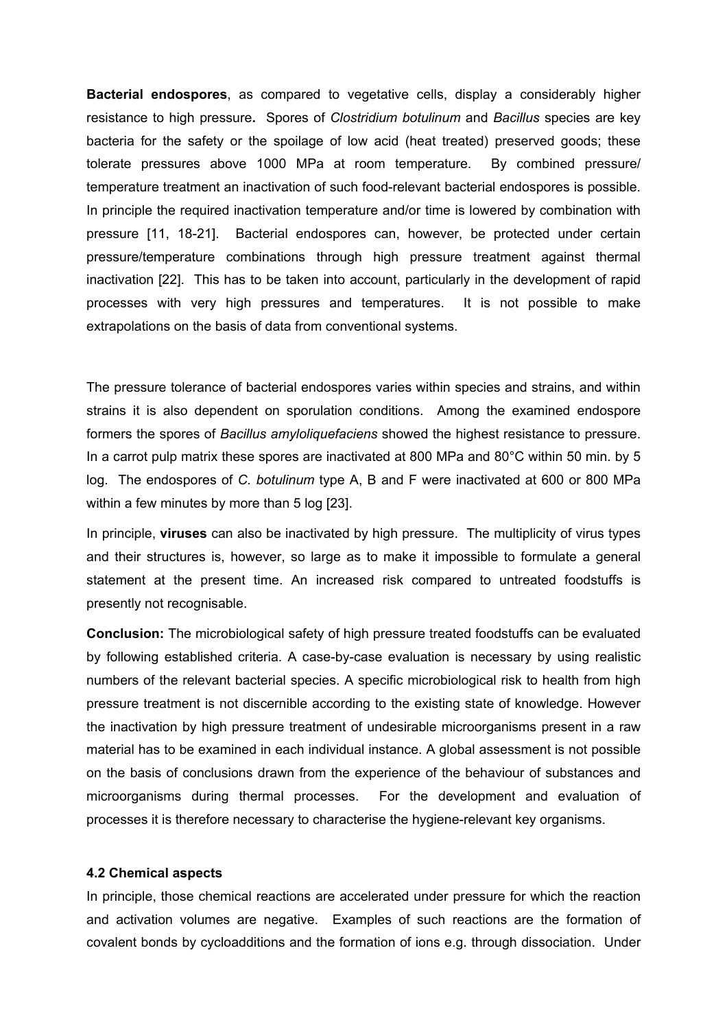**Bacterial endospores**, as compared to vegetative cells, display a considerably higher resistance to high pressure**.** Spores of *Clostridium botulinum* and *Bacillus* species are key bacteria for the safety or the spoilage of low acid (heat treated) preserved goods; these tolerate pressures above 1000 MPa at room temperature. By combined pressure/ temperature treatment an inactivation of such food-relevant bacterial endospores is possible. In principle the required inactivation temperature and/or time is lowered by combination with pressure [11, 18-21]. Bacterial endospores can, however, be protected under certain pressure/temperature combinations through high pressure treatment against thermal inactivation [22]. This has to be taken into account, particularly in the development of rapid processes with very high pressures and temperatures. It is not possible to make extrapolations on the basis of data from conventional systems.

The pressure tolerance of bacterial endospores varies within species and strains, and within strains it is also dependent on sporulation conditions. Among the examined endospore formers the spores of *Bacillus amyloliquefaciens* showed the highest resistance to pressure. In a carrot pulp matrix these spores are inactivated at 800 MPa and 80°C within 50 min. by 5 log. The endospores of *C. botulinum* type A, B and F were inactivated at 600 or 800 MPa within a few minutes by more than 5 log [23].

In principle, **viruses** can also be inactivated by high pressure. The multiplicity of virus types and their structures is, however, so large as to make it impossible to formulate a general statement at the present time. An increased risk compared to untreated foodstuffs is presently not recognisable.

**Conclusion:** The microbiological safety of high pressure treated foodstuffs can be evaluated by following established criteria. A case-by-case evaluation is necessary by using realistic numbers of the relevant bacterial species. A specific microbiological risk to health from high pressure treatment is not discernible according to the existing state of knowledge. However the inactivation by high pressure treatment of undesirable microorganisms present in a raw material has to be examined in each individual instance. A global assessment is not possible on the basis of conclusions drawn from the experience of the behaviour of substances and microorganisms during thermal processes. For the development and evaluation of processes it is therefore necessary to characterise the hygiene-relevant key organisms.

### 4.2 Chemical aspects

In principle, those chemical reactions are accelerated under pressure for which the reaction and activation volumes are negative. Examples of such reactions are the formation of covalent bonds by cycloadditions and the formation of ions e.g. through dissociation. Under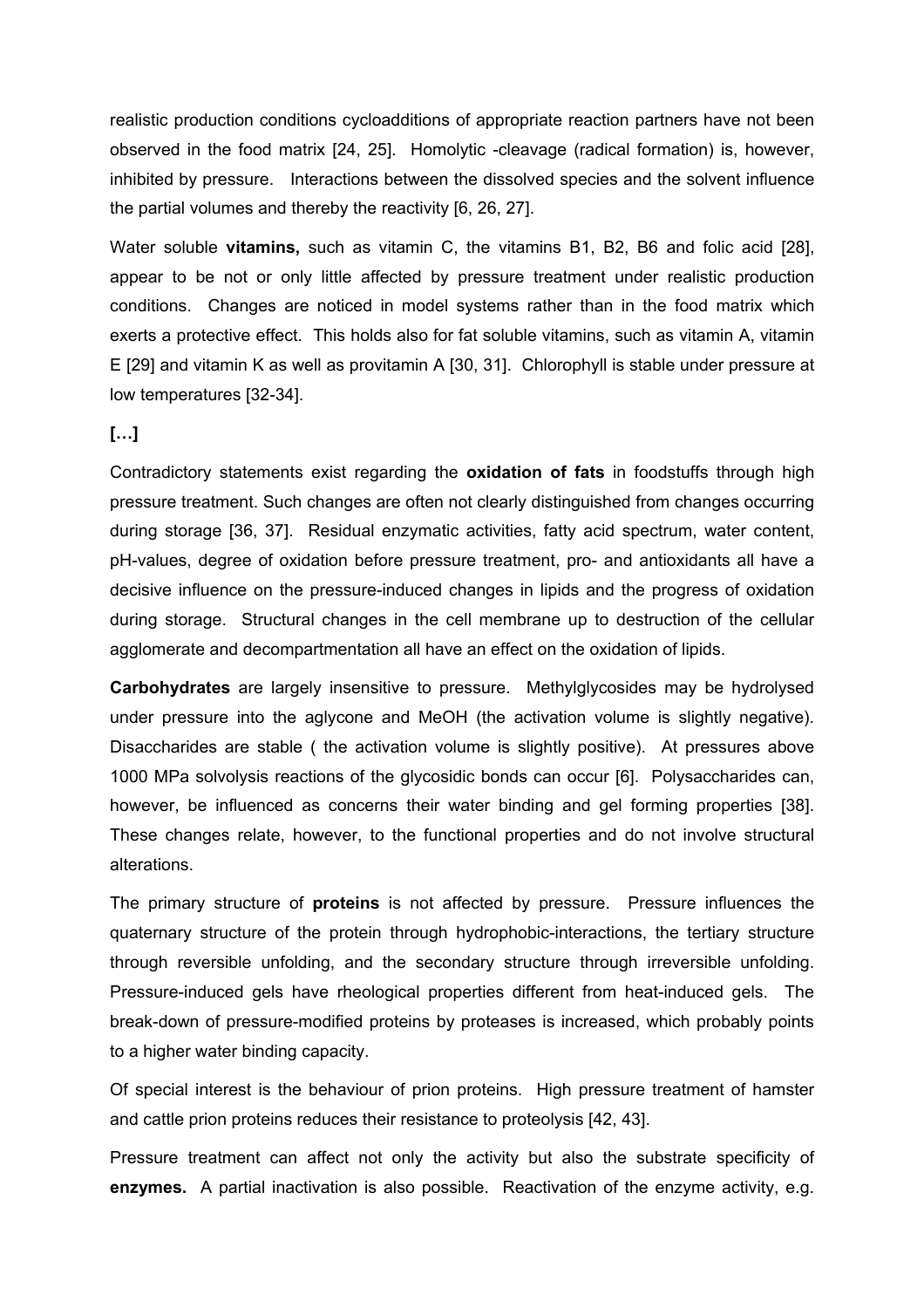realistic production conditions cycloadditions of appropriate reaction partners have not been observed in the food matrix [24, 25]. Homolytic -cleavage (radical formation) is, however, inhibited by pressure. Interactions between the dissolved species and the solvent influence the partial volumes and thereby the reactivity [6, 26, 27].

Water soluble **vitamins,** such as vitamin C, the vitamins B1, B2, B6 and folic acid [28], appear to be not or only little affected by pressure treatment under realistic production conditions. Changes are noticed in model systems rather than in the food matrix which exerts a protective effect. This holds also for fat soluble vitamins, such as vitamin A, vitamin E [29] and vitamin K as well as provitamin A [30, 31]. Chlorophyll is stable under pressure at low temperatures [32-34].

**[…]**

Contradictory statements exist regarding the **oxidation of fats** in foodstuffs through high pressure treatment. Such changes are often not clearly distinguished from changes occurring during storage [36, 37]. Residual enzymatic activities, fatty acid spectrum, water content, pH-values, degree of oxidation before pressure treatment, pro- and antioxidants all have a decisive influence on the pressure-induced changes in lipids and the progress of oxidation during storage. Structural changes in the cell membrane up to destruction of the cellular agglomerate and decompartmentation all have an effect on the oxidation of lipids.

**Carbohydrates** are largely insensitive to pressure. Methylglycosides may be hydrolysed under pressure into the aglycone and MeOH (the activation volume is slightly negative). Disaccharides are stable ( the activation volume is slightly positive). At pressures above 1000 MPa solvolysis reactions of the glycosidic bonds can occur [6]. Polysaccharides can, however, be influenced as concerns their water binding and gel forming properties [38]. These changes relate, however, to the functional properties and do not involve structural alterations.

The primary structure of **proteins** is not affected by pressure. Pressure influences the quaternary structure of the protein through hydrophobic-interactions, the tertiary structure through reversible unfolding, and the secondary structure through irreversible unfolding. Pressure-induced gels have rheological properties different from heat-induced gels. The break-down of pressure-modified proteins by proteases is increased, which probably points to a higher water binding capacity.

Of special interest is the behaviour of prion proteins. High pressure treatment of hamster and cattle prion proteins reduces their resistance to proteolysis [42, 43].

Pressure treatment can affect not only the activity but also the substrate specificity of **enzymes.** A partial inactivation is also possible. Reactivation of the enzyme activity, e.g.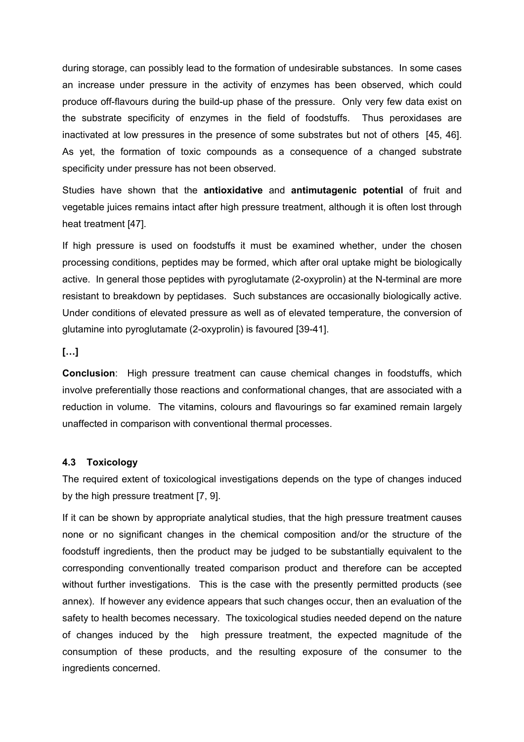during storage, can possibly lead to the formation of undesirable substances. In some cases an increase under pressure in the activity of enzymes has been observed, which could produce off-flavours during the build-up phase of the pressure. Only very few data exist on the substrate specificity of enzymes in the field of foodstuffs. Thus peroxidases are inactivated at low pressures in the presence of some substrates but not of others [45, 46]. As yet, the formation of toxic compounds as a consequence of a changed substrate specificity under pressure has not been observed.

Studies have shown that the **antioxidative** and **antimutagenic potential** of fruit and vegetable juices remains intact after high pressure treatment, although it is often lost through heat treatment [47].

If high pressure is used on foodstuffs it must be examined whether, under the chosen processing conditions, peptides may be formed, which after oral uptake might be biologically active. In general those peptides with pyroglutamate (2-oxyprolin) at the N-terminal are more resistant to breakdown by peptidases. Such substances are occasionally biologically active. Under conditions of elevated pressure as well as of elevated temperature, the conversion of glutamine into pyroglutamate (2-oxyprolin) is favoured [39-41].

**[…]**

**Conclusion**: High pressure treatment can cause chemical changes in foodstuffs, which involve preferentially those reactions and conformational changes, that are associated with a reduction in volume. The vitamins, colours and flavourings so far examined remain largely unaffected in comparison with conventional thermal processes.

### 4.3 Toxicology

The required extent of toxicological investigations depends on the type of changes induced by the high pressure treatment [7, 9].

If it can be shown by appropriate analytical studies, that the high pressure treatment causes none or no significant changes in the chemical composition and/or the structure of the foodstuff ingredients, then the product may be judged to be substantially equivalent to the corresponding conventionally treated comparison product and therefore can be accepted without further investigations. This is the case with the presently permitted products (see annex). If however any evidence appears that such changes occur, then an evaluation of the safety to health becomes necessary. The toxicological studies needed depend on the nature of changes induced by the high pressure treatment, the expected magnitude of the consumption of these products, and the resulting exposure of the consumer to the ingredients concerned.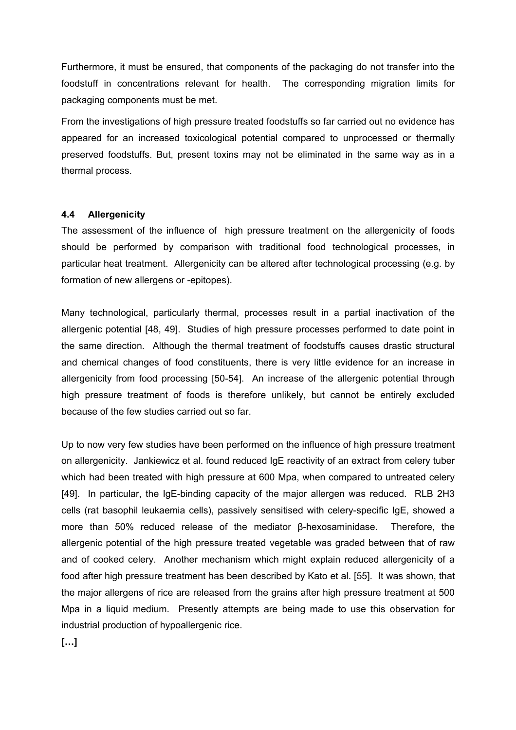Furthermore, it must be ensured, that components of the packaging do not transfer into the foodstuff in concentrations relevant for health. The corresponding migration limits for packaging components must be met.

From the investigations of high pressure treated foodstuffs so far carried out no evidence has appeared for an increased toxicological potential compared to unprocessed or thermally preserved foodstuffs. But, present toxins may not be eliminated in the same way as in a thermal process.

#### 4.4 Allergenicity

The assessment of the influence of high pressure treatment on the allergenicity of foods should be performed by comparison with traditional food technological processes, in particular heat treatment. Allergenicity can be altered after technological processing (e.g. by formation of new allergens or -epitopes).

Many technological, particularly thermal, processes result in a partial inactivation of the allergenic potential [48, 49]. Studies of high pressure processes performed to date point in the same direction. Although the thermal treatment of foodstuffs causes drastic structural and chemical changes of food constituents, there is very little evidence for an increase in allergenicity from food processing [50-54]. An increase of the allergenic potential through high pressure treatment of foods is therefore unlikely, but cannot be entirely excluded because of the few studies carried out so far.

Up to now very few studies have been performed on the influence of high pressure treatment on allergenicity. Jankiewicz et al. found reduced IgE reactivity of an extract from celery tuber which had been treated with high pressure at 600 Mpa, when compared to untreated celery [49]. In particular, the IgE-binding capacity of the major allergen was reduced. RLB 2H3 cells (rat basophil leukaemia cells), passively sensitised with celery-specific IgE, showed a more than 50% reduced release of the mediator β-hexosaminidase. Therefore, the allergenic potential of the high pressure treated vegetable was graded between that of raw and of cooked celery. Another mechanism which might explain reduced allergenicity of a food after high pressure treatment has been described by Kato et al. [55]. It was shown, that the major allergens of rice are released from the grains after high pressure treatment at 500 Mpa in a liquid medium. Presently attempts are being made to use this observation for industrial production of hypoallergenic rice.

**[…]**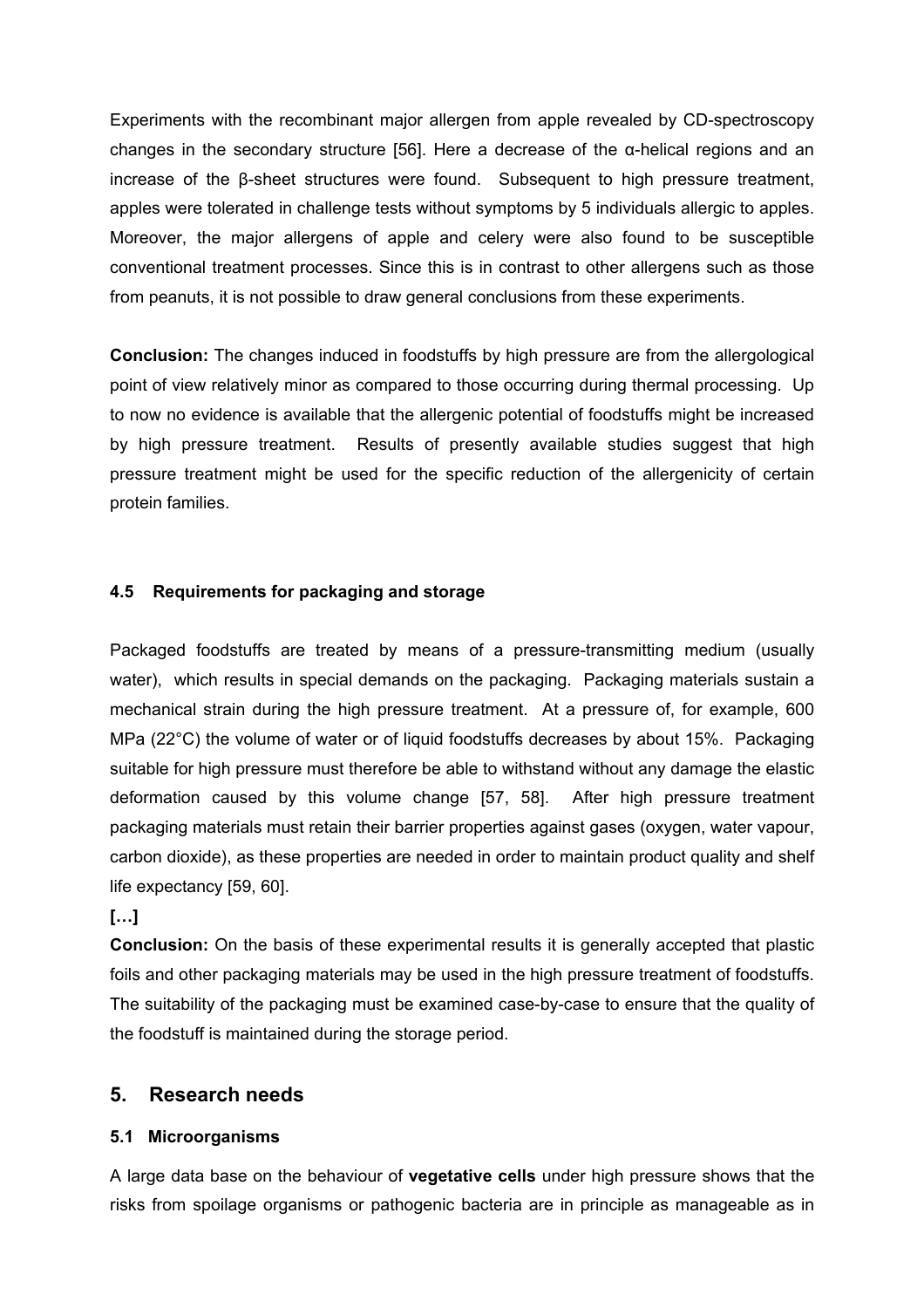Experiments with the recombinant major allergen from apple revealed by CD-spectroscopy changes in the secondary structure [56]. Here a decrease of the α-helical regions and an increase of the β-sheet structures were found. Subsequent to high pressure treatment, apples were tolerated in challenge tests without symptoms by 5 individuals allergic to apples. Moreover, the major allergens of apple and celery were also found to be susceptible conventional treatment processes. Since this is in contrast to other allergens such as those from peanuts, it is not possible to draw general conclusions from these experiments.

**Conclusion:** The changes induced in foodstuffs by high pressure are from the allergological point of view relatively minor as compared to those occurring during thermal processing. Up to now no evidence is available that the allergenic potential of foodstuffs might be increased by high pressure treatment. Results of presently available studies suggest that high pressure treatment might be used for the specific reduction of the allergenicity of certain protein families.

### 4.5 Requirements for packaging and storage

Packaged foodstuffs are treated by means of a pressure-transmitting medium (usually water), which results in special demands on the packaging. Packaging materials sustain a mechanical strain during the high pressure treatment. At a pressure of, for example, 600 MPa (22°C) the volume of water or of liquid foodstuffs decreases by about 15%. Packaging suitable for high pressure must therefore be able to withstand without any damage the elastic deformation caused by this volume change [57, 58]. After high pressure treatment packaging materials must retain their barrier properties against gases (oxygen, water vapour, carbon dioxide), as these properties are needed in order to maintain product quality and shelf life expectancy [59, 60].

**[…]**

**Conclusion:** On the basis of these experimental results it is generally accepted that plastic foils and other packaging materials may be used in the high pressure treatment of foodstuffs. The suitability of the packaging must be examined case-by-case to ensure that the quality of the foodstuff is maintained during the storage period.

## 5. Research needs

### 5.1 Microorganisms

A large data base on the behaviour of **vegetative cells** under high pressure shows that the risks from spoilage organisms or pathogenic bacteria are in principle as manageable as in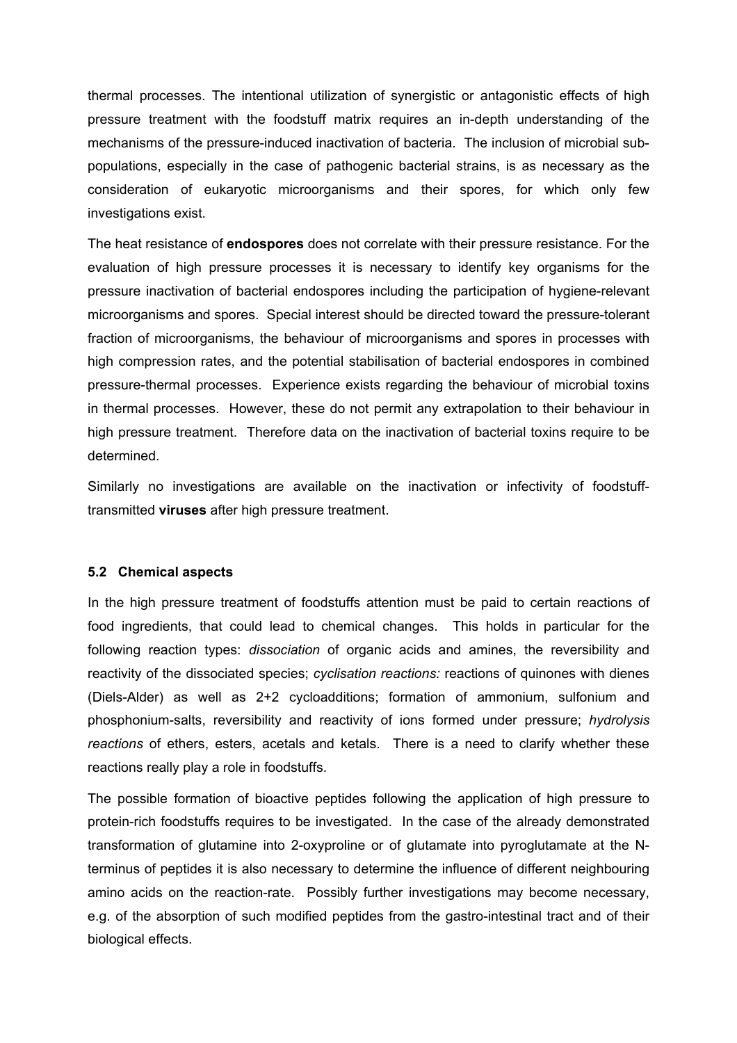thermal processes. The intentional utilization of synergistic or antagonistic effects of high pressure treatment with the foodstuff matrix requires an in-depth understanding of the mechanisms of the pressure-induced inactivation of bacteria. The inclusion of microbial sub-populations, especially in the case of pathogenic bacterial strains, is as necessary as the consideration of eukaryotic microorganisms and their spores, for which only few investigations exist.

The heat resistance of **endospores** does not correlate with their pressure resistance. For the evaluation of high pressure processes it is necessary to identify key organisms for the pressure inactivation of bacterial endospores including the participation of hygiene-relevant microorganisms and spores. Special interest should be directed toward the pressure-tolerant fraction of microorganisms, the behaviour of microorganisms and spores in processes with high compression rates, and the potential stabilisation of bacterial endospores in combined pressure-thermal processes. Experience exists regarding the behaviour of microbial toxins in thermal processes. However, these do not permit any extrapolation to their behaviour in high pressure treatment. Therefore data on the inactivation of bacterial toxins require to be determined.

Similarly no investigations are available on the inactivation or infectivity of foodstuff-transmitted **viruses** after high pressure treatment.

### 5.2 Chemical aspects

In the high pressure treatment of foodstuffs attention must be paid to certain reactions of food ingredients, that could lead to chemical changes. This holds in particular for the following reaction types: *dissociation* of organic acids and amines, the reversibility and reactivity of the dissociated species; *cyclisation reactions:* reactions of quinones with dienes (Diels-Alder) as well as 2+2 cycloadditions; formation of ammonium, sulfonium and phosphonium-salts, reversibility and reactivity of ions formed under pressure; *hydrolysis reactions* of ethers, esters, acetals and ketals. There is a need to clarify whether these reactions really play a role in foodstuffs.

The possible formation of bioactive peptides following the application of high pressure to protein-rich foodstuffs requires to be investigated. In the case of the already demonstrated transformation of glutamine into 2-oxyproline or of glutamate into pyroglutamate at the N-terminus of peptides it is also necessary to determine the influence of different neighbouring amino acids on the reaction-rate. Possibly further investigations may become necessary, e.g. of the absorption of such modified peptides from the gastro-intestinal tract and of their biological effects.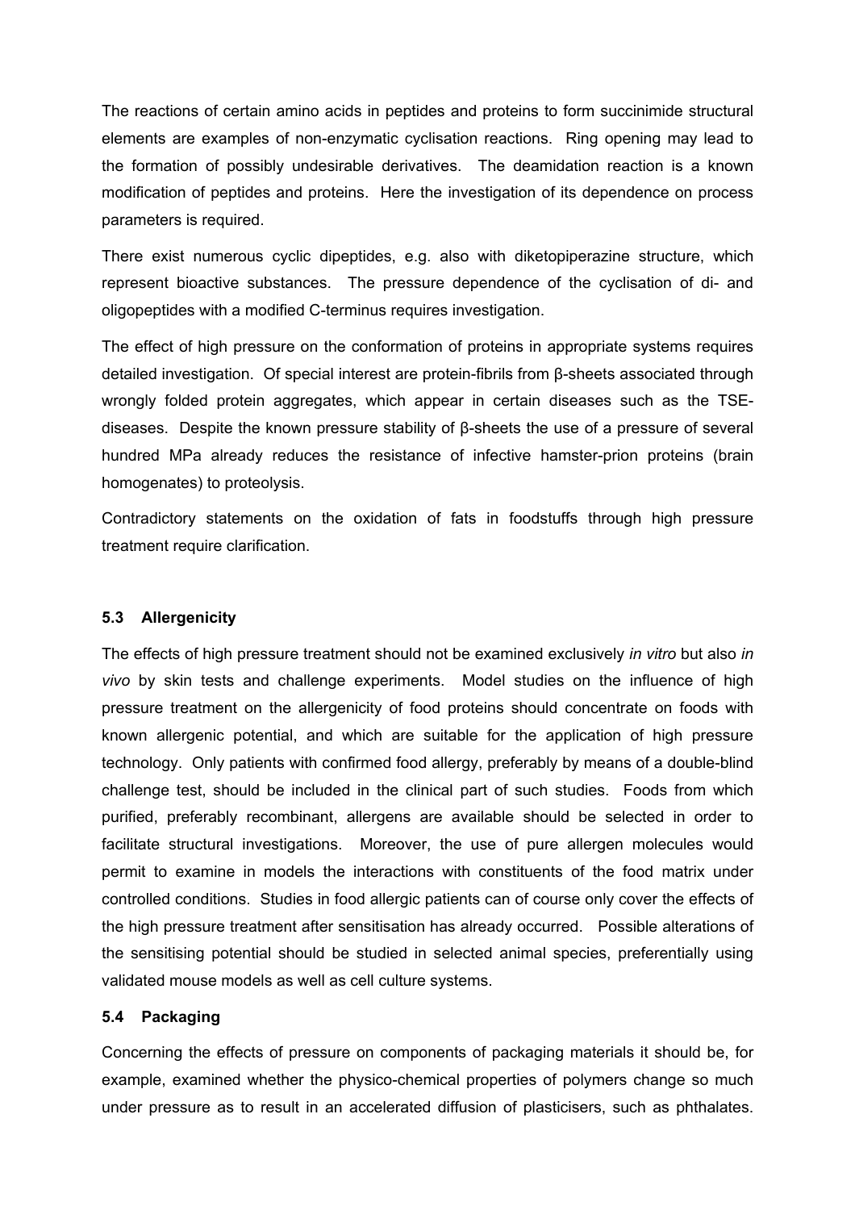The reactions of certain amino acids in peptides and proteins to form succinimide structural elements are examples of non-enzymatic cyclisation reactions. Ring opening may lead to the formation of possibly undesirable derivatives. The deamidation reaction is a known modification of peptides and proteins. Here the investigation of its dependence on process parameters is required.

There exist numerous cyclic dipeptides, e.g. also with diketopiperazine structure, which represent bioactive substances. The pressure dependence of the cyclisation of di- and oligopeptides with a modified C-terminus requires investigation.

The effect of high pressure on the conformation of proteins in appropriate systems requires detailed investigation. Of special interest are protein-fibrils from β-sheets associated through wrongly folded protein aggregates, which appear in certain diseases such as the TSE-diseases. Despite the known pressure stability of β-sheets the use of a pressure of several hundred MPa already reduces the resistance of infective hamster-prion proteins (brain homogenates) to proteolysis.

Contradictory statements on the oxidation of fats in foodstuffs through high pressure treatment require clarification.

### 5.3 Allergenicity

The effects of high pressure treatment should not be examined exclusively *in vitro* but also *in vivo* by skin tests and challenge experiments. Model studies on the influence of high pressure treatment on the allergenicity of food proteins should concentrate on foods with known allergenic potential, and which are suitable for the application of high pressure technology. Only patients with confirmed food allergy, preferably by means of a double-blind challenge test, should be included in the clinical part of such studies. Foods from which purified, preferably recombinant, allergens are available should be selected in order to facilitate structural investigations. Moreover, the use of pure allergen molecules would permit to examine in models the interactions with constituents of the food matrix under controlled conditions. Studies in food allergic patients can of course only cover the effects of the high pressure treatment after sensitisation has already occurred. Possible alterations of the sensitising potential should be studied in selected animal species, preferentially using validated mouse models as well as cell culture systems.

### 5.4 Packaging

Concerning the effects of pressure on components of packaging materials it should be, for example, examined whether the physico-chemical properties of polymers change so much under pressure as to result in an accelerated diffusion of plasticisers, such as phthalates.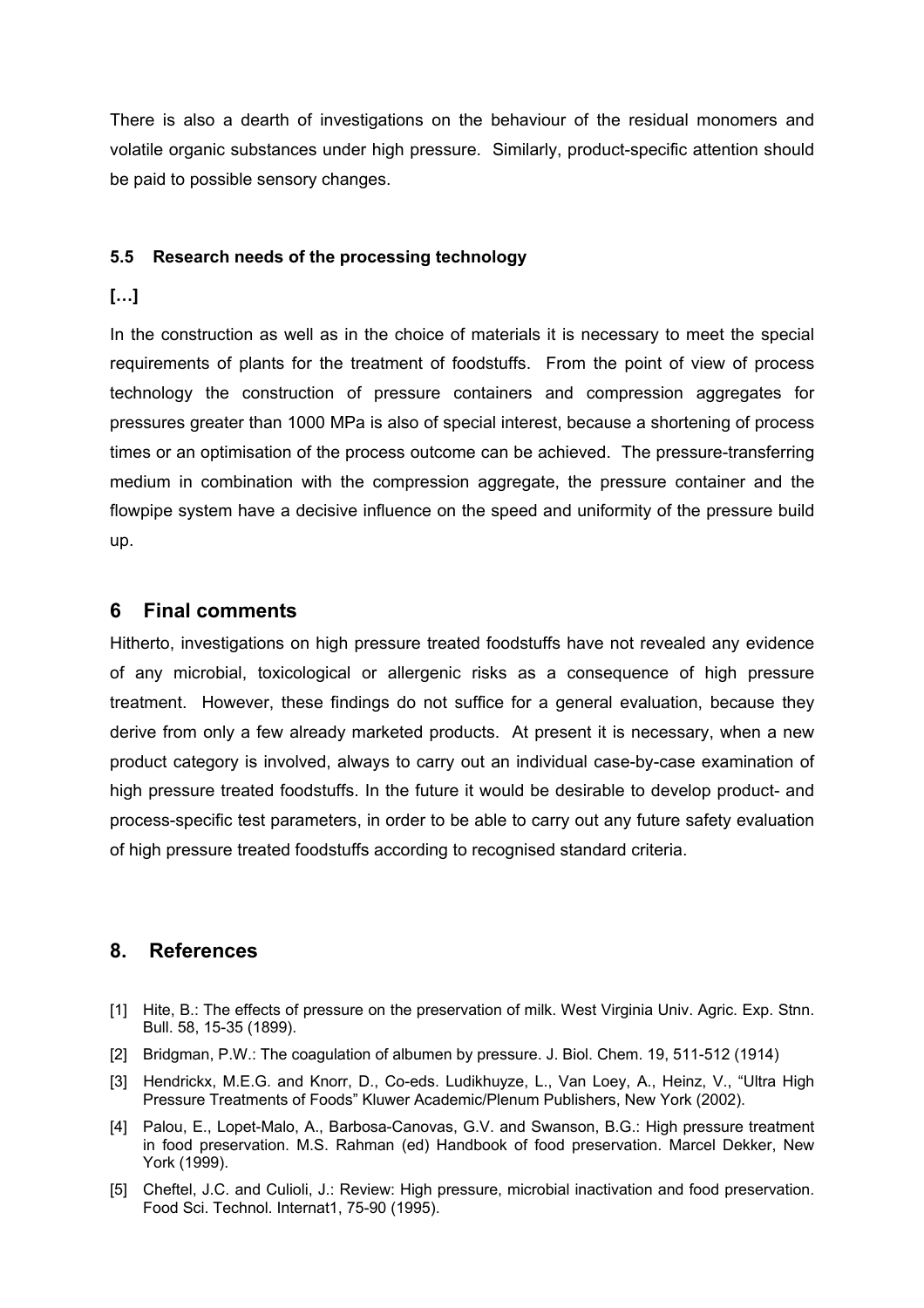There is also a dearth of investigations on the behaviour of the residual monomers and volatile organic substances under high pressure. Similarly, product-specific attention should be paid to possible sensory changes.

### 5.5 Research needs of the processing technology

**[…]**

In the construction as well as in the choice of materials it is necessary to meet the special requirements of plants for the treatment of foodstuffs. From the point of view of process technology the construction of pressure containers and compression aggregates for pressures greater than 1000 MPa is also of special interest, because a shortening of process times or an optimisation of the process outcome can be achieved. The pressure-transferring medium in combination with the compression aggregate, the pressure container and the flowpipe system have a decisive influence on the speed and uniformity of the pressure build up.

## 6 Final comments

Hitherto, investigations on high pressure treated foodstuffs have not revealed any evidence of any microbial, toxicological or allergenic risks as a consequence of high pressure treatment. However, these findings do not suffice for a general evaluation, because they derive from only a few already marketed products. At present it is necessary, when a new product category is involved, always to carry out an individual case-by-case examination of high pressure treated foodstuffs. In the future it would be desirable to develop product- and process-specific test parameters, in order to be able to carry out any future safety evaluation of high pressure treated foodstuffs according to recognised standard criteria.

## 8. References

[1] Hite, B.: The effects of pressure on the preservation of milk. West Virginia Univ. Agric. Exp. Stnn. Bull. 58, 15-35 (1899).

[2] Bridgman, P.W.: The coagulation of albumen by pressure. J. Biol. Chem. 19, 511-512 (1914)

[3] Hendrickx, M.E.G. and Knorr, D., Co-eds. Ludikhuyze, L., Van Loey, A., Heinz, V., "Ultra High Pressure Treatments of Foods" Kluwer Academic/Plenum Publishers, New York (2002).

[4] Palou, E., Lopet-Malo, A., Barbosa-Canovas, G.V. and Swanson, B.G.: High pressure treatment in food preservation. M.S. Rahman (ed) Handbook of food preservation. Marcel Dekker, New York (1999).

[5] Cheftel, J.C. and Culioli, J.: Review: High pressure, microbial inactivation and food preservation. Food Sci. Technol. Internat1, 75-90 (1995).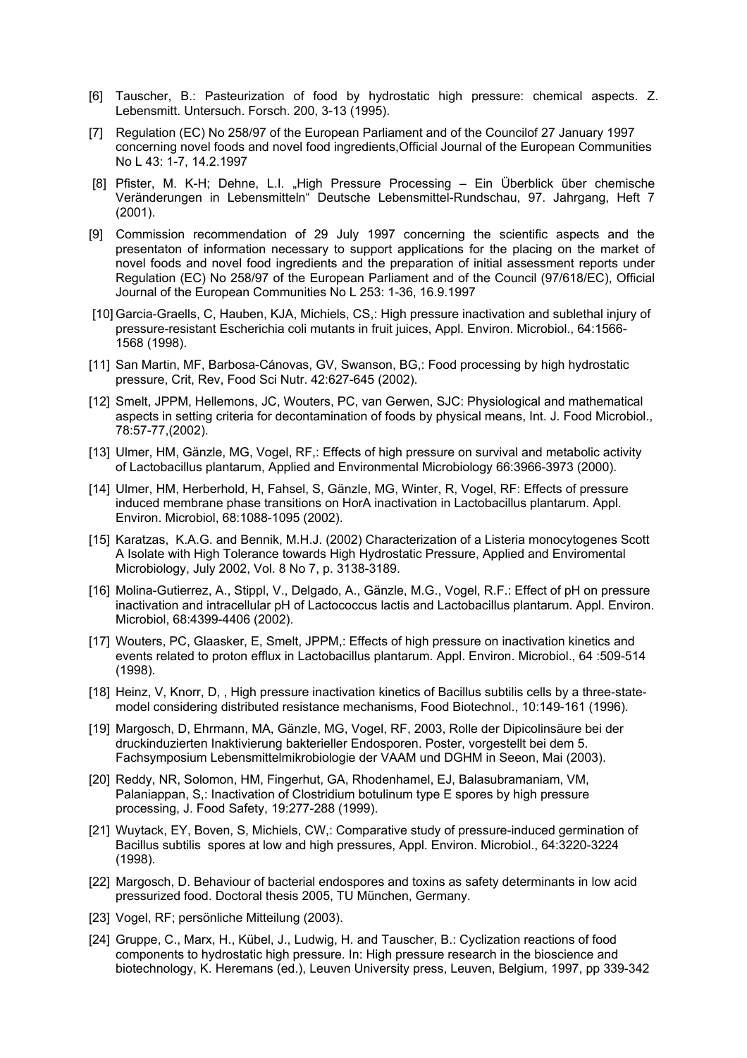[6] Tauscher, B.: Pasteurization of food by hydrostatic high pressure: chemical aspects. Z. Lebensmitt. Untersuch. Forsch. 200, 3-13 (1995).

[7] Regulation (EC) No 258/97 of the European Parliament and of the Councilof 27 January 1997 concerning novel foods and novel food ingredients,Official Journal of the European Communities No L 43: 1-7, 14.2.1997

[8] Pfister, M. K-H; Dehne, L.I. „High Pressure Processing – Ein Überblick über chemische Veränderungen in Lebensmitteln" Deutsche Lebensmittel-Rundschau, 97. Jahrgang, Heft 7 (2001).

[9] Commission recommendation of 29 July 1997 concerning the scientific aspects and the presentaton of information necessary to support applications for the placing on the market of novel foods and novel food ingredients and the preparation of initial assessment reports under Regulation (EC) No 258/97 of the European Parliament and of the Council (97/618/EC), Official Journal of the European Communities No L 253: 1-36, 16.9.1997

[10] Garcia-Graells, C, Hauben, KJA, Michiels, CS,: High pressure inactivation and sublethal injury of pressure-resistant Escherichia coli mutants in fruit juices, Appl. Environ. Microbiol., 64:1566-1568 (1998).

[11] San Martin, MF, Barbosa-Cánovas, GV, Swanson, BG,: Food processing by high hydrostatic pressure, Crit, Rev, Food Sci Nutr. 42:627-645 (2002).

[12] Smelt, JPPM, Hellemons, JC, Wouters, PC, van Gerwen, SJC: Physiological and mathematical aspects in setting criteria for decontamination of foods by physical means, Int. J. Food Microbiol., 78:57-77,(2002).

[13] Ulmer, HM, Gänzle, MG, Vogel, RF,: Effects of high pressure on survival and metabolic activity of Lactobacillus plantarum, Applied and Environmental Microbiology 66:3966-3973 (2000).

[14] Ulmer, HM, Herberhold, H, Fahsel, S, Gänzle, MG, Winter, R, Vogel, RF: Effects of pressure induced membrane phase transitions on HorA inactivation in Lactobacillus plantarum. Appl. Environ. Microbiol, 68:1088-1095 (2002).

[15] Karatzas, K.A.G. and Bennik, M.H.J. (2002) Characterization of a Listeria monocytogenes Scott A Isolate with High Tolerance towards High Hydrostatic Pressure, Applied and Enviromental Microbiology, July 2002, Vol. 8 No 7, p. 3138-3189.

[16] Molina-Gutierrez, A., Stippl, V., Delgado, A., Gänzle, M.G., Vogel, R.F.: Effect of pH on pressure inactivation and intracellular pH of Lactococcus lactis and Lactobacillus plantarum. Appl. Environ. Microbiol, 68:4399-4406 (2002).

[17] Wouters, PC, Glaasker, E, Smelt, JPPM,: Effects of high pressure on inactivation kinetics and events related to proton efflux in Lactobacillus plantarum. Appl. Environ. Microbiol., 64 :509-514 (1998).

[18] Heinz, V, Knorr, D, , High pressure inactivation kinetics of Bacillus subtilis cells by a three-state-model considering distributed resistance mechanisms, Food Biotechnol., 10:149-161 (1996).

[19] Margosch, D, Ehrmann, MA, Gänzle, MG, Vogel, RF, 2003, Rolle der Dipicolinsäure bei der druckinduzierten Inaktivierung bakterieller Endosporen. Poster, vorgestellt bei dem 5. Fachsymposium Lebensmittelmikrobiologie der VAAM und DGHM in Seeon, Mai (2003).

[20] Reddy, NR, Solomon, HM, Fingerhut, GA, Rhodenhamel, EJ, Balasubramaniam, VM, Palaniappan, S,: Inactivation of Clostridium botulinum type E spores by high pressure processing, J. Food Safety, 19:277-288 (1999).

[21] Wuytack, EY, Boven, S, Michiels, CW,: Comparative study of pressure-induced germination of Bacillus subtilis spores at low and high pressures, Appl. Environ. Microbiol., 64:3220-3224 (1998).

[22] Margosch, D. Behaviour of bacterial endospores and toxins as safety determinants in low acid pressurized food. Doctoral thesis 2005, TU München, Germany.

[23] Vogel, RF; persönliche Mitteilung (2003).

[24] Gruppe, C., Marx, H., Kübel, J., Ludwig, H. and Tauscher, B.: Cyclization reactions of food components to hydrostatic high pressure. In: High pressure research in the bioscience and biotechnology, K. Heremans (ed.), Leuven University press, Leuven, Belgium, 1997, pp 339-342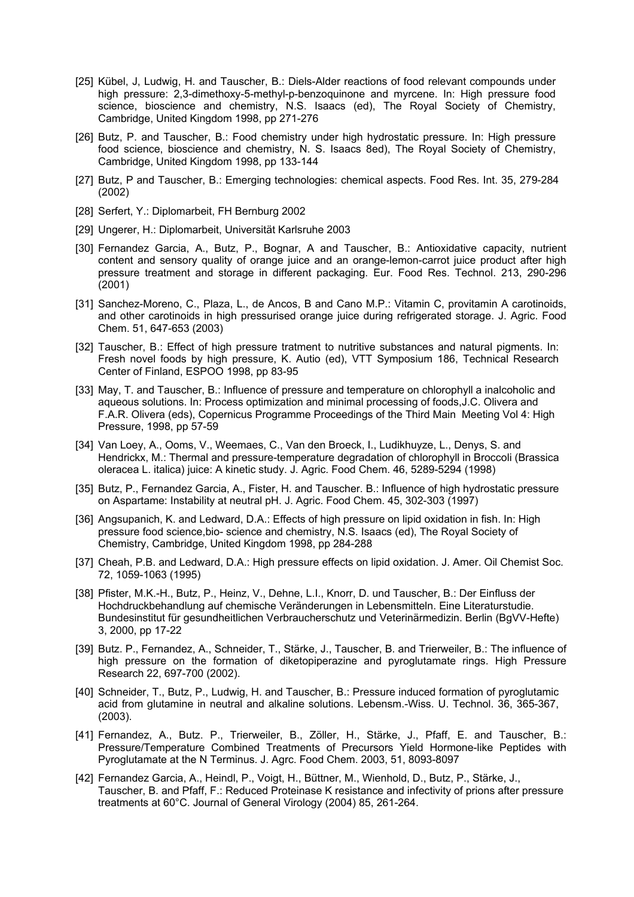[25] Kübel, J, Ludwig, H. and Tauscher, B.: Diels-Alder reactions of food relevant compounds under high pressure: 2,3-dimethoxy-5-methyl-p-benzoquinone and myrcene. In: High pressure food science, bioscience and chemistry, N.S. Isaacs (ed), The Royal Society of Chemistry, Cambridge, United Kingdom 1998, pp 271-276

[26] Butz, P. and Tauscher, B.: Food chemistry under high hydrostatic pressure. In: High pressure food science, bioscience and chemistry, N. S. Isaacs 8ed), The Royal Society of Chemistry, Cambridge, United Kingdom 1998, pp 133-144

[27] Butz, P and Tauscher, B.: Emerging technologies: chemical aspects. Food Res. Int. 35, 279-284 (2002)

[28] Serfert, Y.: Diplomarbeit, FH Bernburg 2002

[29] Ungerer, H.: Diplomarbeit, Universität Karlsruhe 2003

[30] Fernandez Garcia, A., Butz, P., Bognar, A and Tauscher, B.: Antioxidative capacity, nutrient content and sensory quality of orange juice and an orange-lemon-carrot juice product after high pressure treatment and storage in different packaging. Eur. Food Res. Technol. 213, 290-296 (2001)

[31] Sanchez-Moreno, C., Plaza, L., de Ancos, B and Cano M.P.: Vitamin C, provitamin A carotinoids, and other carotinoids in high pressurised orange juice during refrigerated storage. J. Agric. Food Chem. 51, 647-653 (2003)

[32] Tauscher, B.: Effect of high pressure tratment to nutritive substances and natural pigments. In: Fresh novel foods by high pressure, K. Autio (ed), VTT Symposium 186, Technical Research Center of Finland, ESPOO 1998, pp 83-95

[33] May, T. and Tauscher, B.: Influence of pressure and temperature on chlorophyll a inalcoholic and aqueous solutions. In: Process optimization and minimal processing of foods,J.C. Olivera and F.A.R. Olivera (eds), Copernicus Programme Proceedings of the Third Main Meeting Vol 4: High Pressure, 1998, pp 57-59

[34] Van Loey, A., Ooms, V., Weemaes, C., Van den Broeck, I., Ludikhuyze, L., Denys, S. and Hendrickx, M.: Thermal and pressure-temperature degradation of chlorophyll in Broccoli (Brassica oleracea L. italica) juice: A kinetic study. J. Agric. Food Chem. 46, 5289-5294 (1998)

[35] Butz, P., Fernandez Garcia, A., Fister, H. and Tauscher. B.: Influence of high hydrostatic pressure on Aspartame: Instability at neutral pH. J. Agric. Food Chem. 45, 302-303 (1997)

[36] Angsupanich, K. and Ledward, D.A.: Effects of high pressure on lipid oxidation in fish. In: High pressure food science,bio- science and chemistry, N.S. Isaacs (ed), The Royal Society of Chemistry, Cambridge, United Kingdom 1998, pp 284-288

[37] Cheah, P.B. and Ledward, D.A.: High pressure effects on lipid oxidation. J. Amer. Oil Chemist Soc. 72, 1059-1063 (1995)

[38] Pfister, M.K.-H., Butz, P., Heinz, V., Dehne, L.I., Knorr, D. und Tauscher, B.: Der Einfluss der Hochdruckbehandlung auf chemische Veränderungen in Lebensmitteln. Eine Literaturstudie. Bundesinstitut für gesundheitlichen Verbraucherschutz und Veterinärmedizin. Berlin (BgVV-Hefte) 3, 2000, pp 17-22

[39] Butz. P., Fernandez, A., Schneider, T., Stärke, J., Tauscher, B. and Trierweiler, B.: The influence of high pressure on the formation of diketopiperazine and pyroglutamate rings. High Pressure Research 22, 697-700 (2002).

[40] Schneider, T., Butz, P., Ludwig, H. and Tauscher, B.: Pressure induced formation of pyroglutamic acid from glutamine in neutral and alkaline solutions. Lebensm.-Wiss. U. Technol. 36, 365-367, (2003).

[41] Fernandez, A., Butz. P., Trierweiler, B., Zöller, H., Stärke, J., Pfaff, E. and Tauscher, B.: Pressure/Temperature Combined Treatments of Precursors Yield Hormone-like Peptides with Pyroglutamate at the N Terminus. J. Agrc. Food Chem. 2003, 51, 8093-8097

[42] Fernandez Garcia, A., Heindl, P., Voigt, H., Büttner, M., Wienhold, D., Butz, P., Stärke, J., Tauscher, B. and Pfaff, F.: Reduced Proteinase K resistance and infectivity of prions after pressure treatments at 60°C. Journal of General Virology (2004) 85, 261-264.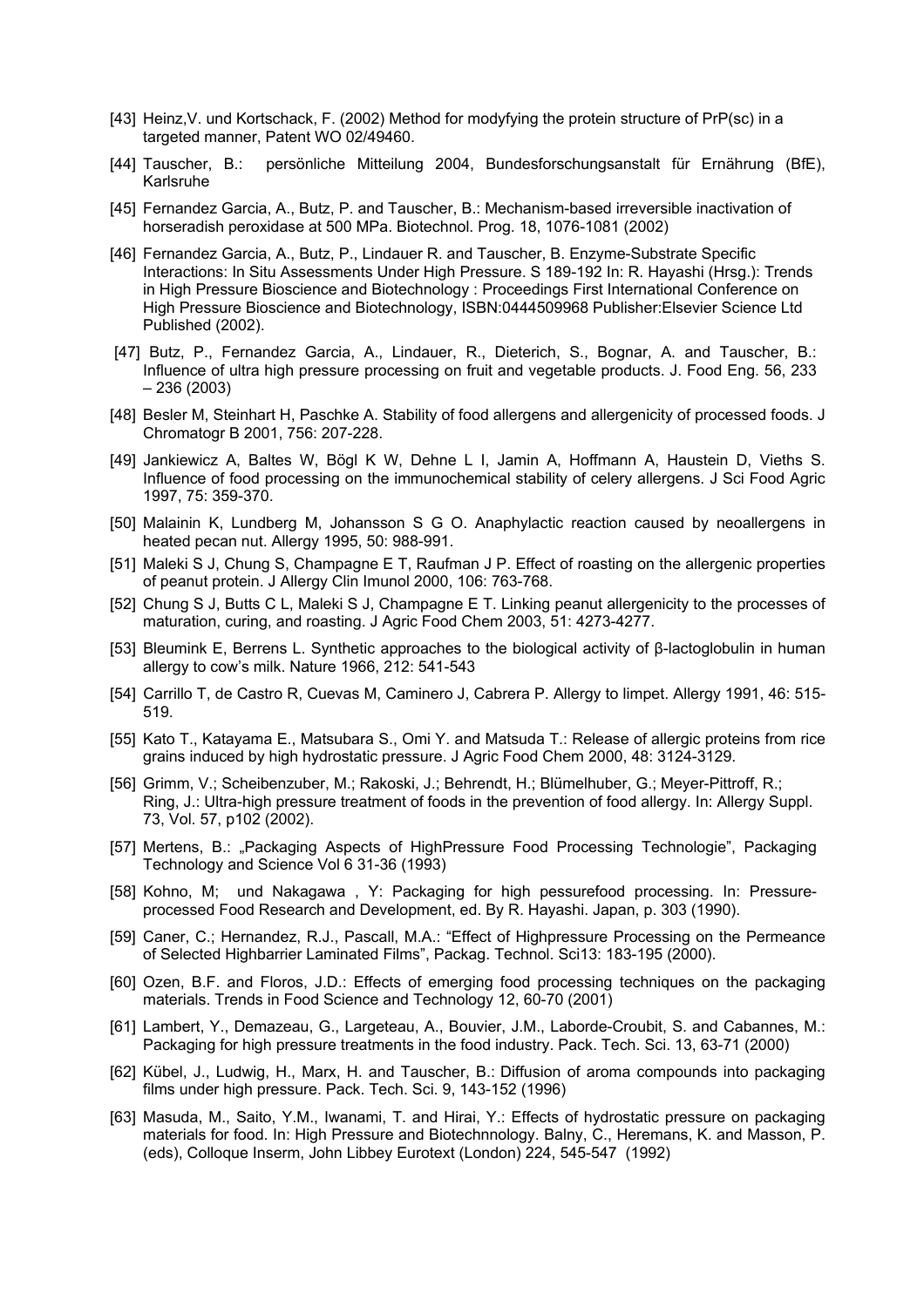[43] Heinz,V. und Kortschack, F. (2002) Method for modyfying the protein structure of PrP(sc) in a targeted manner, Patent WO 02/49460.

[44] Tauscher, B.: persönliche Mitteilung 2004, Bundesforschungsanstalt für Ernährung (BfE), Karlsruhe

[45] Fernandez Garcia, A., Butz, P. and Tauscher, B.: Mechanism-based irreversible inactivation of horseradish peroxidase at 500 MPa. Biotechnol. Prog. 18, 1076-1081 (2002)

[46] Fernandez Garcia, A., Butz, P., Lindauer R. and Tauscher, B. Enzyme-Substrate Specific Interactions: In Situ Assessments Under High Pressure. S 189-192 In: R. Hayashi (Hrsg.): Trends in High Pressure Bioscience and Biotechnology : Proceedings First International Conference on High Pressure Bioscience and Biotechnology, ISBN:0444509968 Publisher:Elsevier Science Ltd Published (2002).

[47] Butz, P., Fernandez Garcia, A., Lindauer, R., Dieterich, S., Bognar, A. and Tauscher, B.: Influence of ultra high pressure processing on fruit and vegetable products. J. Food Eng. 56, 233 – 236 (2003)

[48] Besler M, Steinhart H, Paschke A. Stability of food allergens and allergenicity of processed foods. J Chromatogr B 2001, 756: 207-228.

[49] Jankiewicz A, Baltes W, Bögl K W, Dehne L I, Jamin A, Hoffmann A, Haustein D, Vieths S. Influence of food processing on the immunochemical stability of celery allergens. J Sci Food Agric 1997, 75: 359-370.

[50] Malainin K, Lundberg M, Johansson S G O. Anaphylactic reaction caused by neoallergens in heated pecan nut. Allergy 1995, 50: 988-991.

[51] Maleki S J, Chung S, Champagne E T, Raufman J P. Effect of roasting on the allergenic properties of peanut protein. J Allergy Clin Imunol 2000, 106: 763-768.

[52] Chung S J, Butts C L, Maleki S J, Champagne E T. Linking peanut allergenicity to the processes of maturation, curing, and roasting. J Agric Food Chem 2003, 51: 4273-4277.

[53] Bleumink E, Berrens L. Synthetic approaches to the biological activity of β-lactoglobulin in human allergy to cow's milk. Nature 1966, 212: 541-543

[54] Carrillo T, de Castro R, Cuevas M, Caminero J, Cabrera P. Allergy to limpet. Allergy 1991, 46: 515-519.

[55] Kato T., Katayama E., Matsubara S., Omi Y. and Matsuda T.: Release of allergic proteins from rice grains induced by high hydrostatic pressure. J Agric Food Chem 2000, 48: 3124-3129.

[56] Grimm, V.; Scheibenzuber, M.; Rakoski, J.; Behrendt, H.; Blümelhuber, G.; Meyer-Pittroff, R.; Ring, J.: Ultra-high pressure treatment of foods in the prevention of food allergy. In: Allergy Suppl. 73, Vol. 57, p102 (2002).

[57] Mertens, B.: „Packaging Aspects of HighPressure Food Processing Technologie", Packaging Technology and Science Vol 6 31-36 (1993)

[58] Kohno, M; und Nakagawa , Y: Packaging for high pessurefood processing. In: Pressure-processed Food Research and Development, ed. By R. Hayashi. Japan, p. 303 (1990).

[59] Caner, C.; Hernandez, R.J., Pascall, M.A.: "Effect of Highpressure Processing on the Permeance of Selected Highbarrier Laminated Films", Packag. Technol. Sci13: 183-195 (2000).

[60] Ozen, B.F. and Floros, J.D.: Effects of emerging food processing techniques on the packaging materials. Trends in Food Science and Technology 12, 60-70 (2001)

[61] Lambert, Y., Demazeau, G., Largeteau, A., Bouvier, J.M., Laborde-Croubit, S. and Cabannes, M.: Packaging for high pressure treatments in the food industry. Pack. Tech. Sci. 13, 63-71 (2000)

[62] Kübel, J., Ludwig, H., Marx, H. and Tauscher, B.: Diffusion of aroma compounds into packaging films under high pressure. Pack. Tech. Sci. 9, 143-152 (1996)

[63] Masuda, M., Saito, Y.M., Iwanami, T. and Hirai, Y.: Effects of hydrostatic pressure on packaging materials for food. In: High Pressure and Biotechnnology. Balny, C., Heremans, K. and Masson, P. (eds), Colloque Inserm, John Libbey Eurotext (London) 224, 545-547 (1992)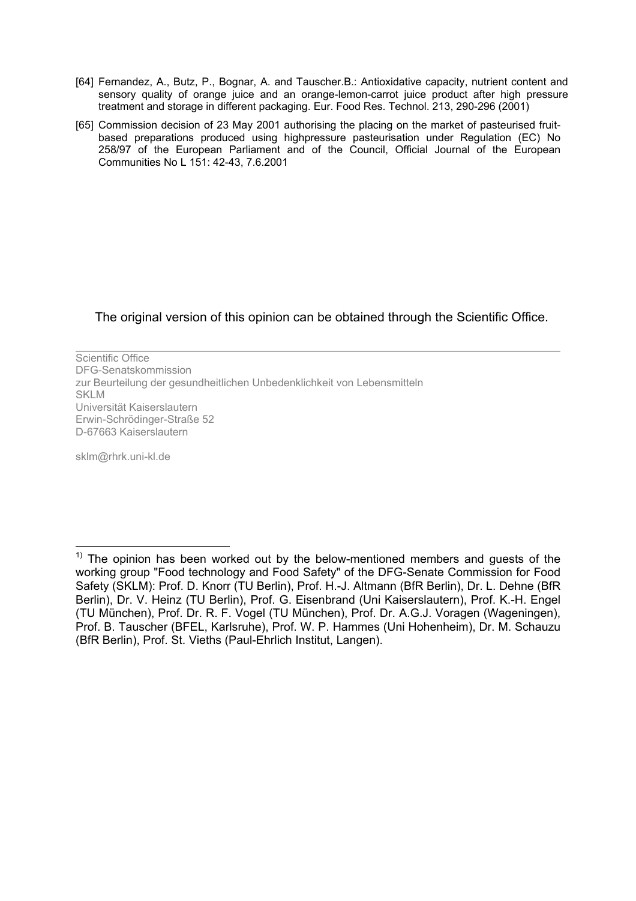[64] Fernandez, A., Butz, P., Bognar, A. and Tauscher.B.: Antioxidative capacity, nutrient content and sensory quality of orange juice and an orange-lemon-carrot juice product after high pressure treatment and storage in different packaging. Eur. Food Res. Technol. 213, 290-296 (2001)

[65] Commission decision of 23 May 2001 authorising the placing on the market of pasteurised fruit-based preparations produced using highpressure pasteurisation under Regulation (EC) No 258/97 of the European Parliament and of the Council, Official Journal of the European Communities No L 151: 42-43, 7.6.2001

The original version of this opinion can be obtained through the Scientific Office.

---

Scientific Office
DFG-Senatskommission
zur Beurteilung der gesundheitlichen Unbedenklichkeit von Lebensmitteln
SKLM
Universität Kaiserslautern
Erwin-Schrödinger-Straße 52
D-67663 Kaiserslautern

sklm@rhrk.uni-kl.de

---

[1)] The opinion has been worked out by the below-mentioned members and guests of the working group "Food technology and Food Safety" of the DFG-Senate Commission for Food Safety (SKLM): Prof. D. Knorr (TU Berlin), Prof. H.-J. Altmann (BfR Berlin), Dr. L. Dehne (BfR Berlin), Dr. V. Heinz (TU Berlin), Prof. G. Eisenbrand (Uni Kaiserslautern), Prof. K.-H. Engel (TU München), Prof. Dr. R. F. Vogel (TU München), Prof. Dr. A.G.J. Voragen (Wageningen), Prof. B. Tauscher (BFEL, Karlsruhe), Prof. W. P. Hammes (Uni Hohenheim), Dr. M. Schauzu (BfR Berlin), Prof. St. Vieths (Paul-Ehrlich Institut, Langen).